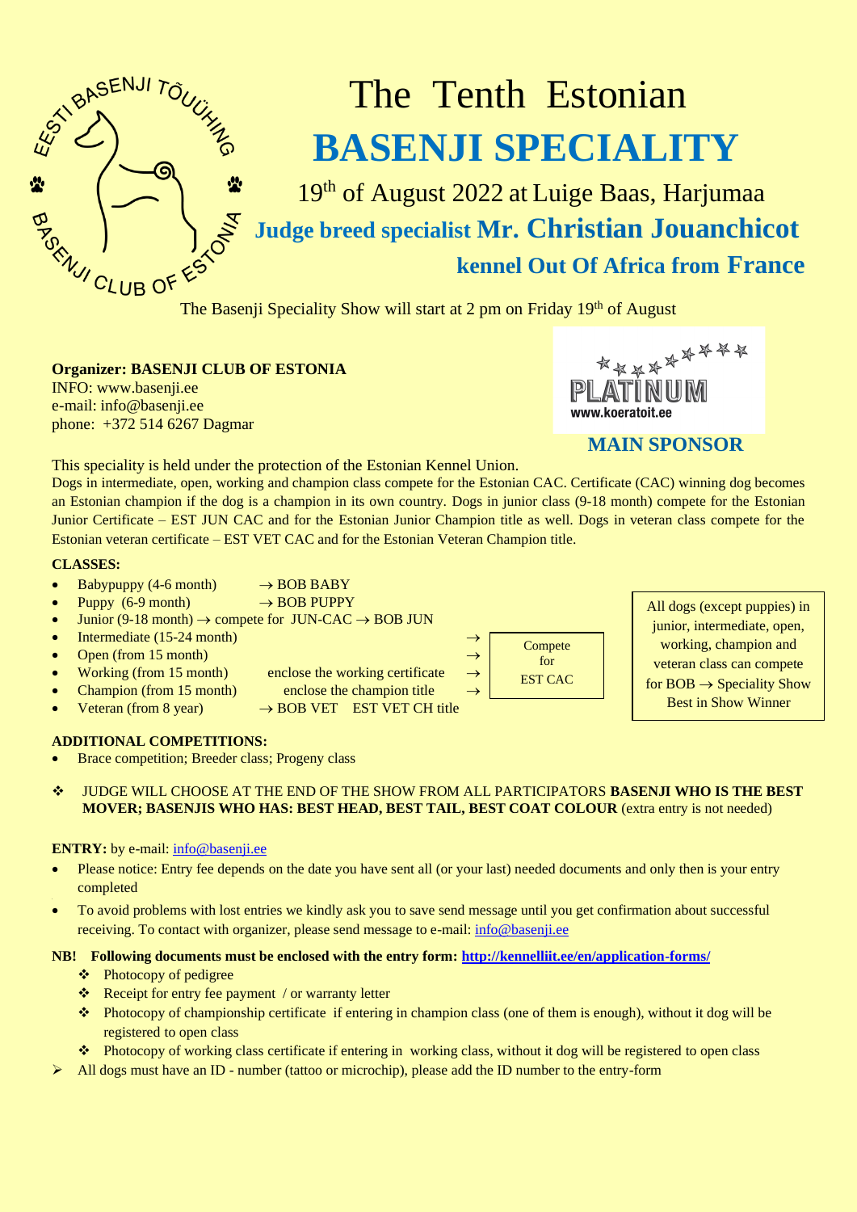EESTI BASENJI TÕUÜHING
BASENJI CLUB OF ESTONIA

# The Tenth Estonian
# BASENJI SPECIALITY

19th of August 2022 at Luige Baas, Harjumaa

**Judge breed specialist Mr. Christian Jouanchicot**

**kennel Out Of Africa from France**

The Basenji Speciality Show will start at 2 pm on Friday 19th of August

**Organizer: BASENJI CLUB OF ESTONIA**
INFO: www.basenji.ee
e-mail: info@basenji.ee
phone: +372 514 6267 Dagmar

PLATINUM
www.koeratoit.ee

**MAIN SPONSOR**

This speciality is held under the protection of the Estonian Kennel Union.

Dogs in intermediate, open, working and champion class compete for the Estonian CAC. Certificate (CAC) winning dog becomes an Estonian champion if the dog is a champion in its own country. Dogs in junior class (9-18 month) compete for the Estonian Junior Certificate – EST JUN CAC and for the Estonian Junior Champion title as well. Dogs in veteran class compete for the Estonian veteran certificate – EST VET CAC and for the Estonian Veteran Champion title.

**CLASSES:**

- Babypuppy (4-6 month) → BOB BABY
- Puppy (6-9 month) → BOB PUPPY
- Junior (9-18 month) → compete for JUN-CAC → BOB JUN
- Intermediate (15-24 month) → Compete for EST CAC
- Open (from 15 month) → Compete for EST CAC
- Working (from 15 month) enclose the working certificate → Compete for EST CAC
- Champion (from 15 month) enclose the champion title → Compete for EST CAC
- Veteran (from 8 year) → BOB VET EST VET CH title

All dogs (except puppies) in junior, intermediate, open, working, champion and veteran class can compete for BOB → Speciality Show Best in Show Winner

**ADDITIONAL COMPETITIONS:**

- Brace competition; Breeder class; Progeny class

❖ JUDGE WILL CHOOSE AT THE END OF THE SHOW FROM ALL PARTICIPATORS **BASENJI WHO IS THE BEST MOVER; BASENJIS WHO HAS: BEST HEAD, BEST TAIL, BEST COAT COLOUR** (extra entry is not needed)

**ENTRY:** by e-mail: info@basenji.ee

- Please notice: Entry fee depends on the date you have sent all (or your last) needed documents and only then is your entry completed
- To avoid problems with lost entries we kindly ask you to save send message until you get confirmation about successful receiving. To contact with organizer, please send message to e-mail: info@basenji.ee

**NB! Following documents must be enclosed with the entry form: http://kennelliit.ee/en/application-forms/**

- ❖ Photocopy of pedigree
- ❖ Receipt for entry fee payment / or warranty letter
- ❖ Photocopy of championship certificate if entering in champion class (one of them is enough), without it dog will be registered to open class
- ❖ Photocopy of working class certificate if entering in working class, without it dog will be registered to open class

➢ All dogs must have an ID - number (tattoo or microchip), please add the ID number to the entry-form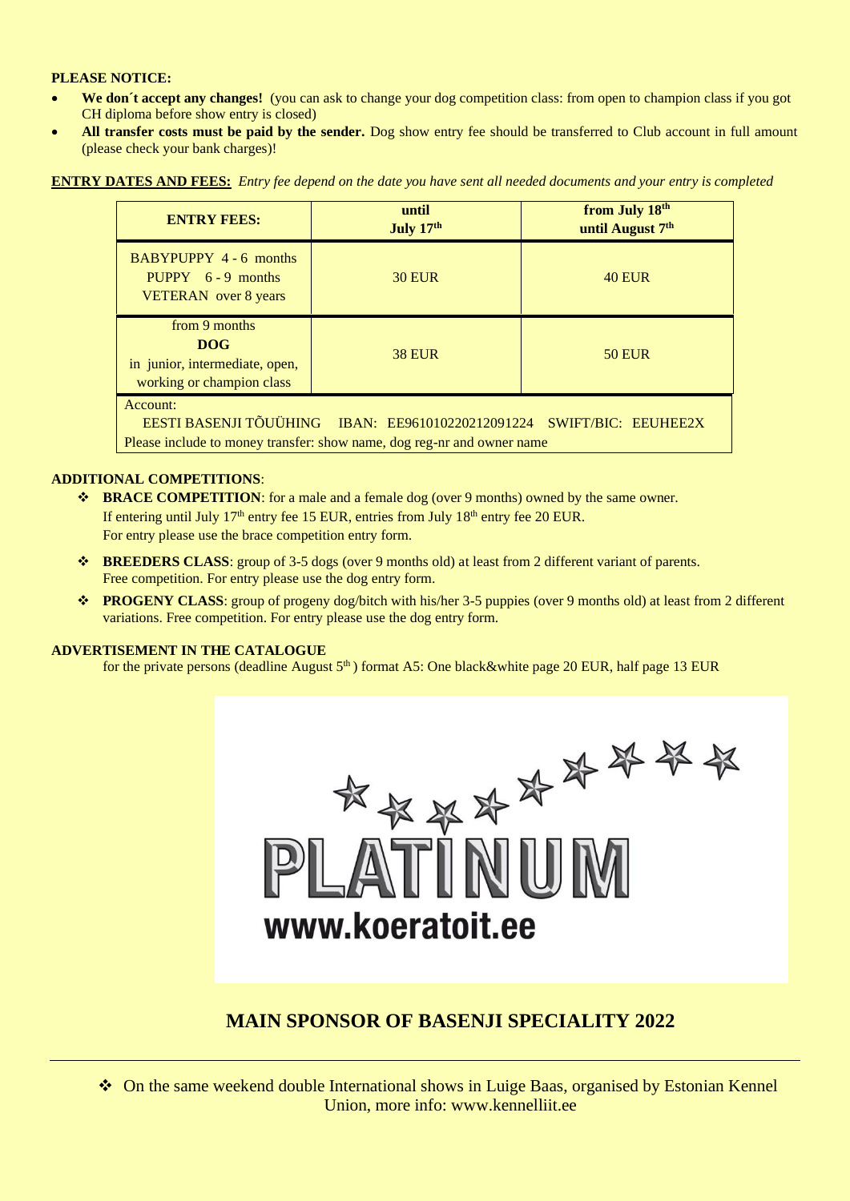**PLEASE NOTICE:**

- **We don´t accept any changes!** (you can ask to change your dog competition class: from open to champion class if you got CH diploma before show entry is closed)
- **All transfer costs must be paid by the sender.** Dog show entry fee should be transferred to Club account in full amount (please check your bank charges)!

**ENTRY DATES AND FEES:** *Entry fee depend on the date you have sent all needed documents and your entry is completed*

| **ENTRY FEES:** | **until July 17th** | **from July 18th until August 7th** |
|---|---|---|
| BABYPUPPY 4 - 6 months<br>PUPPY 6 - 9 months<br>VETERAN over 8 years | 30 EUR | 40 EUR |
| from 9 months<br>**DOG**<br>in junior, intermediate, open, working or champion class | 38 EUR | 50 EUR |
| Account:<br>EESTI BASENJI TÕUÜHING IBAN: EE961010220212091224 SWIFT/BIC: EEUHEE2X<br>Please include to money transfer: show name, dog reg-nr and owner name | | |

**ADDITIONAL COMPETITIONS**:

- **BRACE COMPETITION**: for a male and a female dog (over 9 months) owned by the same owner. If entering until July 17th entry fee 15 EUR, entries from July 18th entry fee 20 EUR. For entry please use the brace competition entry form.
- **BREEDERS CLASS**: group of 3-5 dogs (over 9 months old) at least from 2 different variant of parents. Free competition. For entry please use the dog entry form.
- **PROGENY CLASS**: group of progeny dog/bitch with his/her 3-5 puppies (over 9 months old) at least from 2 different variations. Free competition. For entry please use the dog entry form.

**ADVERTISEMENT IN THE CATALOGUE**

for the private persons (deadline August 5th ) format A5: One black&white page 20 EUR, half page 13 EUR

PLATINUM

www.koeratoit.ee

## MAIN SPONSOR OF BASENJI SPECIALITY 2022

---

- On the same weekend double International shows in Luige Baas, organised by Estonian Kennel Union, more info: www.kennelliit.ee